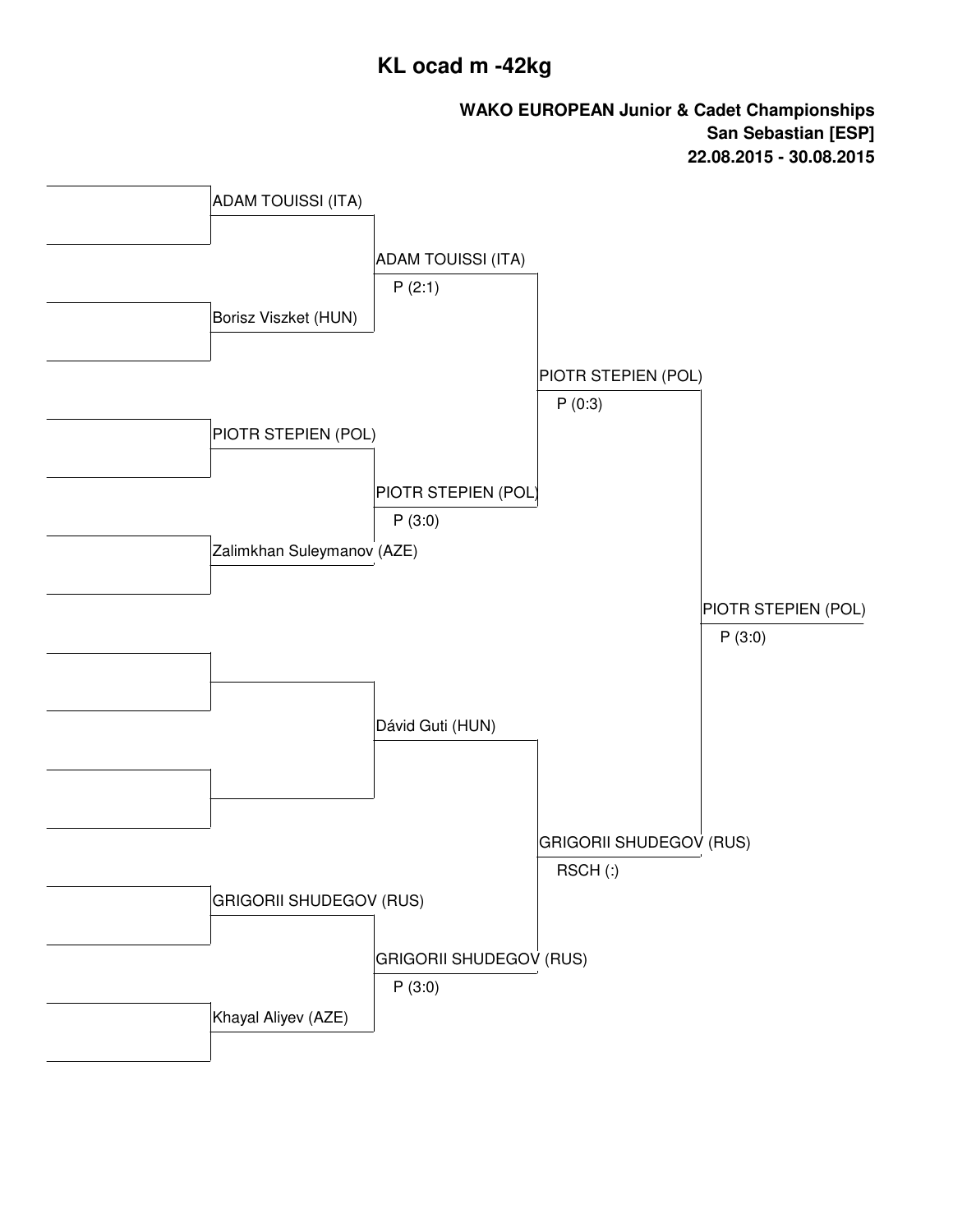# KL ocad m -42kg

**WAKO EUROPEAN Junior & Cadet Championships**
**San Sebastian [ESP]**
**22.08.2015 - 30.08.2015**

| Round 1 | Quarterfinal | Semifinal | Final |
| --- | --- | --- | --- |
| ADAM TOUISSI (ITA) | ADAM TOUISSI (ITA) P (2:1) | PIOTR STEPIEN (POL) P (0:3) | PIOTR STEPIEN (POL) P (3:0) |
| Borisz Viszket (HUN) | | | |
| PIOTR STEPIEN (POL) | PIOTR STEPIEN (POL) P (3:0) | | |
| Zalimkhan Suleymanov (AZE) | | | |
| | Dávid Guti (HUN) | GRIGORII SHUDEGOV (RUS) RSCH (:) | |
| | | | |
| GRIGORII SHUDEGOV (RUS) | GRIGORII SHUDEGOV (RUS) P (3:0) | | |
| Khayal Aliyev (AZE) | | | |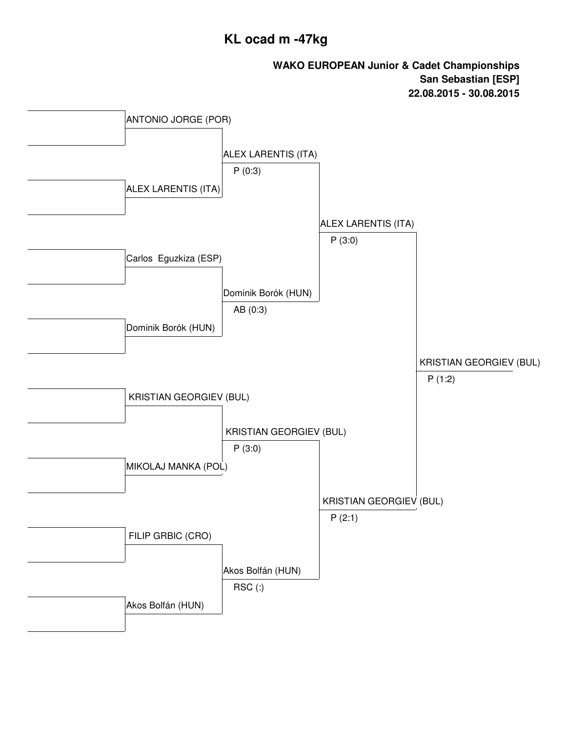# KL ocad m -47kg

**WAKO EUROPEAN Junior & Cadet Championships**
**San Sebastian [ESP]**
**22.08.2015 - 30.08.2015**

| Round 1 | Quarterfinal | Semifinal | Final |
| --- | --- | --- | --- |
| ANTONIO JORGE (POR) | | | |
| ALEX LARENTIS (ITA) | ALEX LARENTIS (ITA) P (0:3) | | |
| Carlos Eguzkiza (ESP) | | | |
| Dominik Borók (HUN) | Dominik Borók (HUN) AB (0:3) | ALEX LARENTIS (ITA) P (3:0) | |
| KRISTIAN GEORGIEV (BUL) | | | |
| MIKOLAJ MANKA (POL) | KRISTIAN GEORGIEV (BUL) P (3:0) | | |
| FILIP GRBIC (CRO) | | | |
| Akos Bolfán (HUN) | Akos Bolfán (HUN) RSC (:) | KRISTIAN GEORGIEV (BUL) P (2:1) | KRISTIAN GEORGIEV (BUL) P (1:2) |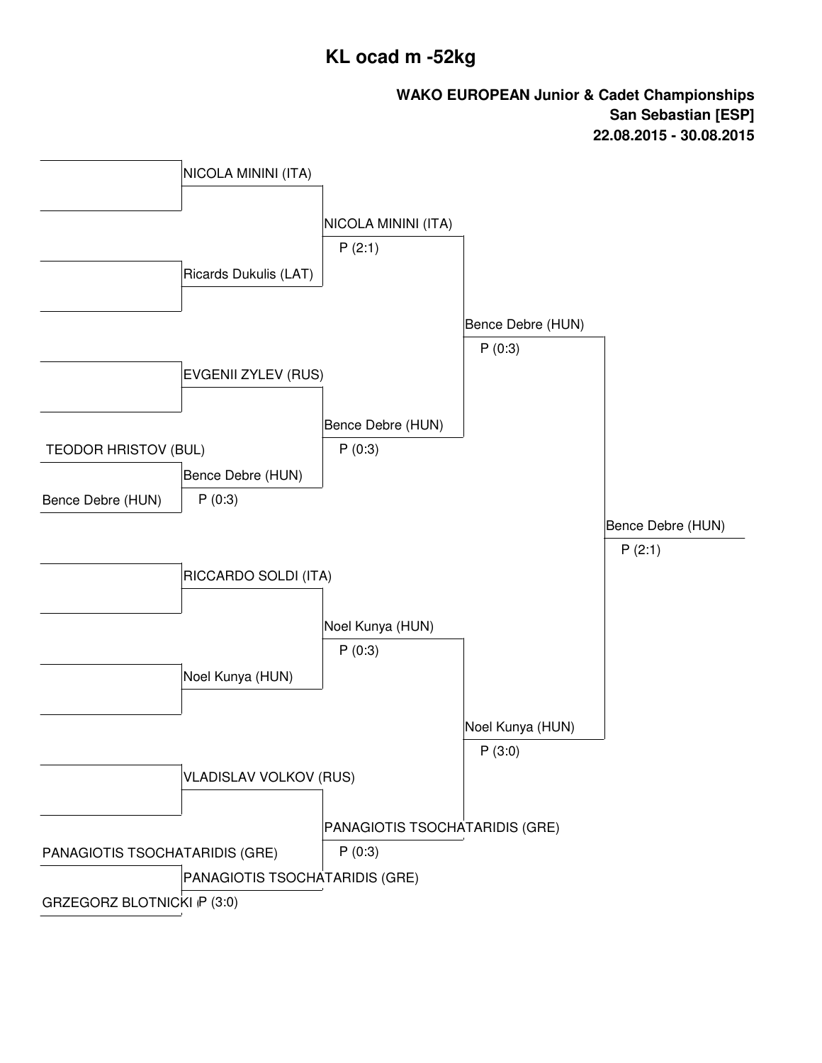# KL ocad m -52kg

**WAKO EUROPEAN Junior & Cadet Championships**
**San Sebastian [ESP]**
**22.08.2015 - 30.08.2015**

| Round 1 | Quarterfinals | Semifinals | Final | Winner |
| --- | --- | --- | --- | --- |
| | NICOLA MININI (ITA) | NICOLA MININI (ITA) P (2:1) | Bence Debre (HUN) P (0:3) | Bence Debre (HUN) P (2:1) |
| | Ricards Dukulis (LAT) | | | |
| | EVGENII ZYLEV (RUS) | Bence Debre (HUN) P (0:3) | | |
| TEODOR HRISTOV (BUL) | Bence Debre (HUN) P (0:3) | | | |
| Bence Debre (HUN) | | | | |
| | RICCARDO SOLDI (ITA) | Noel Kunya (HUN) P (0:3) | Noel Kunya (HUN) P (3:0) | |
| | Noel Kunya (HUN) | | | |
| | VLADISLAV VOLKOV (RUS) | PANAGIOTIS TSOCHATARIDIS (GRE) P (0:3) | | |
| PANAGIOTIS TSOCHATARIDIS (GRE) | PANAGIOTIS TSOCHATARIDIS (GRE) P (3:0) | | | |
| GRZEGORZ BLOTNICKI | | | | |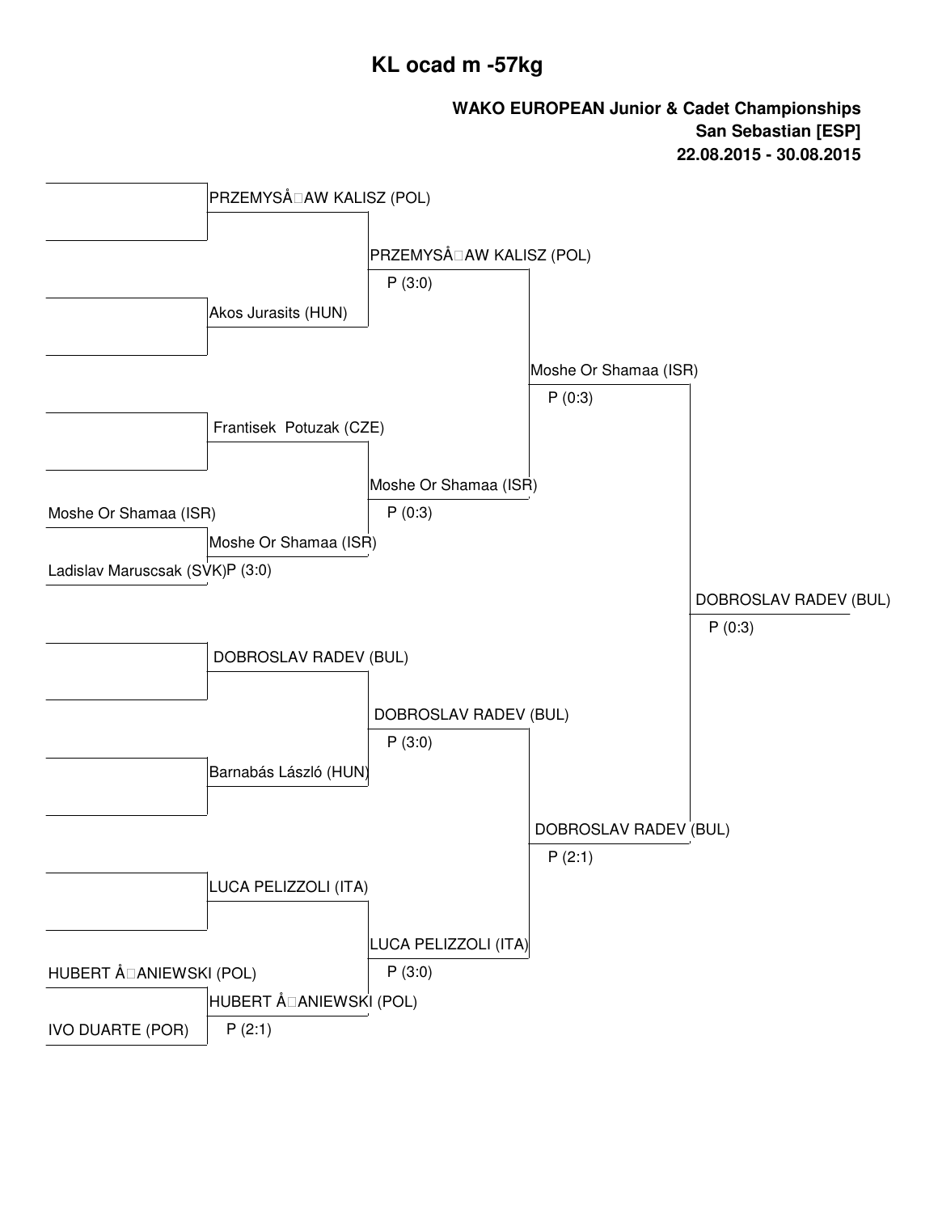# KL ocad m -57kg

**WAKO EUROPEAN Junior & Cadet Championships**
**San Sebastian [ESP]**
**22.08.2015 - 30.08.2015**

| Round 1 | Round 2 | Quarterfinal | Semifinal | Final |
| --- | --- | --- | --- | --- |
| | PRZEMYSÅ�AW KALISZ (POL) | PRZEMYSÅ�AW KALISZ (POL) P (3:0) | Moshe Or Shamaa (ISR) P (0:3) | DOBROSLAV RADEV (BUL) P (0:3) |
| | Akos Jurasits (HUN) | | | |
| | Frantisek Potuzak (CZE) | Moshe Or Shamaa (ISR) P (0:3) | | |
| Moshe Or Shamaa (ISR) | Moshe Or Shamaa (ISR) P (3:0) | | | |
| Ladislav Maruscsak (SVK) | | | | |
| | DOBROSLAV RADEV (BUL) | DOBROSLAV RADEV (BUL) P (3:0) | DOBROSLAV RADEV (BUL) P (2:1) | |
| | Barnabás László (HUN) | | | |
| | LUCA PELIZZOLI (ITA) | LUCA PELIZZOLI (ITA) P (3:0) | | |
| HUBERT Å�ANIEWSKI (POL) | HUBERT Å�ANIEWSKI (POL) P (2:1) | | | |
| IVO DUARTE (POR) | | | | |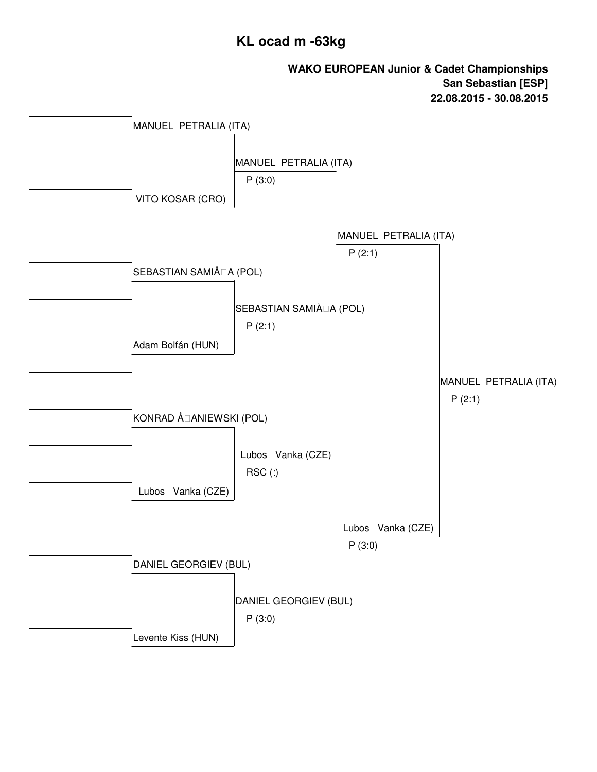# KL ocad m -63kg

**WAKO EUROPEAN Junior & Cadet Championships**
**San Sebastian [ESP]**
**22.08.2015 - 30.08.2015**

| Round 1 | Quarterfinal | Semifinal | Final | Winner |
| --- | --- | --- | --- | --- |
| MANUEL PETRALIA (ITA) | MANUEL PETRALIA (ITA) P (3:0) | MANUEL PETRALIA (ITA) P (2:1) | MANUEL PETRALIA (ITA) P (2:1) | MANUEL PETRALIA (ITA) |
| VITO KOSAR (CRO) | | | | |
| SEBASTIAN SAMIÅ□A (POL) | SEBASTIAN SAMIÅ□A (POL) P (2:1) | | | |
| Adam Bolfán (HUN) | | | | |
| KONRAD Å□ANIEWSKI (POL) | Lubos Vanka (CZE) RSC (:) | Lubos Vanka (CZE) P (3:0) | | |
| Lubos Vanka (CZE) | | | | |
| DANIEL GEORGIEV (BUL) | DANIEL GEORGIEV (BUL) P (3:0) | | | |
| Levente Kiss (HUN) | | | | |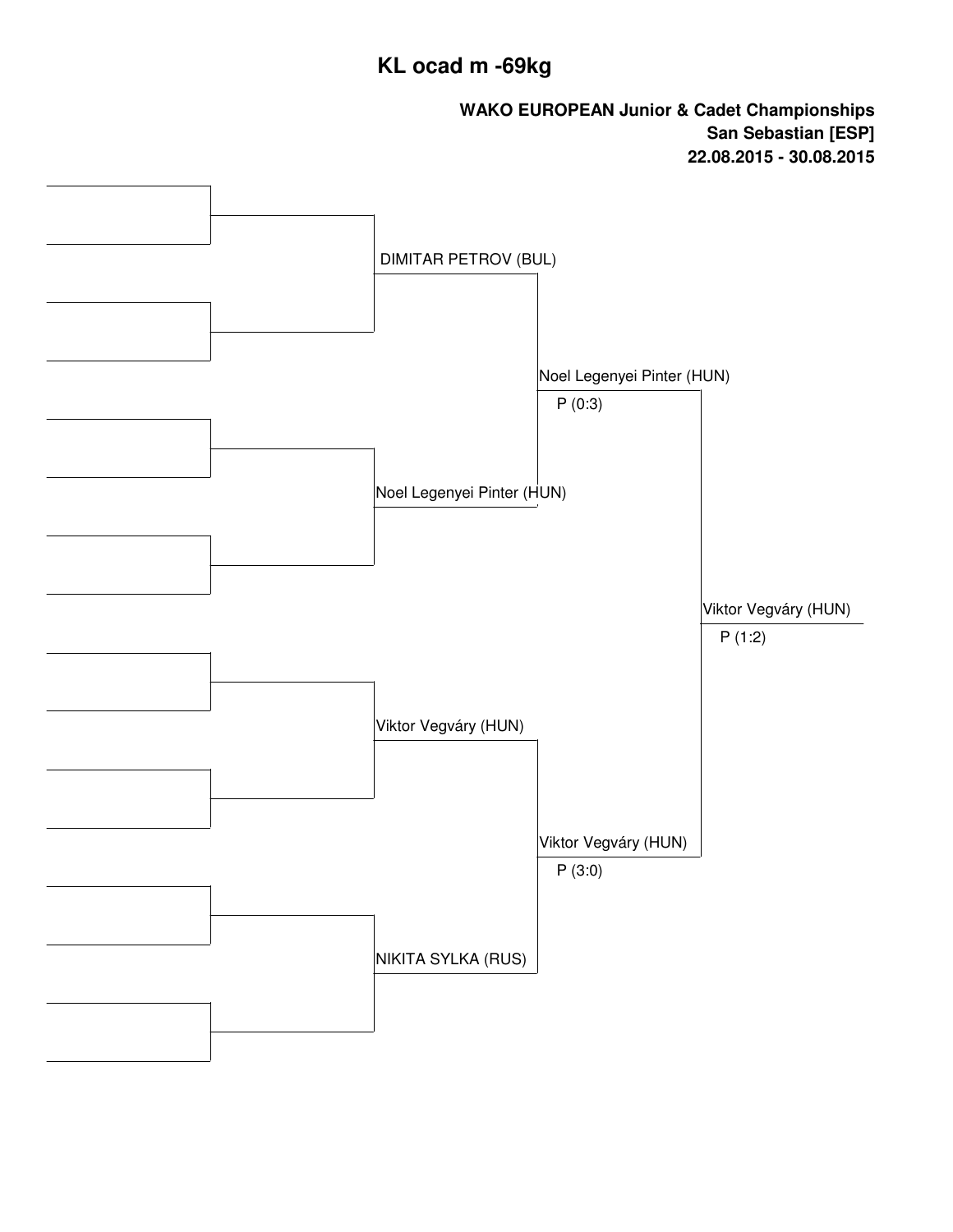# KL ocad m -69kg

**WAKO EUROPEAN Junior & Cadet Championships**
**San Sebastian [ESP]**
**22.08.2015 - 30.08.2015**

| Round 2 | Semi-final | Final |
| --- | --- | --- |
| DIMITAR PETROV (BUL) | Noel Legenyei Pinter (HUN) P (0:3) | Viktor Vegváry (HUN) P (1:2) |
| Noel Legenyei Pinter (HUN) | | |
| Viktor Vegváry (HUN) | Viktor Vegváry (HUN) P (3:0) | |
| NIKITA SYLKA (RUS) | | |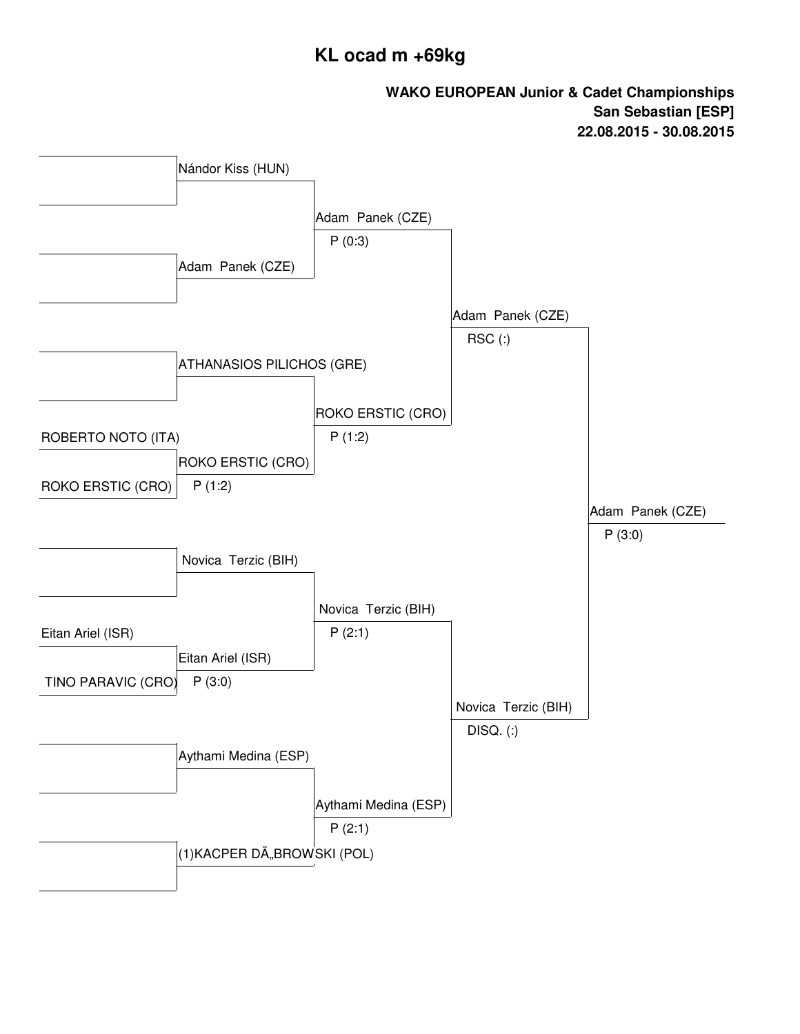# KL ocad m +69kg

**WAKO EUROPEAN Junior & Cadet Championships**
**San Sebastian [ESP]**
**22.08.2015 - 30.08.2015**

| Round 1 | Round 2 | Quarterfinal | Semifinal | Final |
|---|---|---|---|---|
| | Nándor Kiss (HUN) | Adam Panek (CZE) P (0:3) | Adam Panek (CZE) RSC (:) | Adam Panek (CZE) P (3:0) |
| | Adam Panek (CZE) | | | |
| | ATHANASIOS PILICHOS (GRE) | ROKO ERSTIC (CRO) P (1:2) | | |
| ROBERTO NOTO (ITA) | ROKO ERSTIC (CRO) P (1:2) | | | |
| ROKO ERSTIC (CRO) | | | | |
| | Novica Terzic (BIH) | Novica Terzic (BIH) P (2:1) | Novica Terzic (BIH) DISQ. (:) | |
| Eitan Ariel (ISR) | Eitan Ariel (ISR) P (3:0) | | | |
| TINO PARAVIC (CRO) | | | | |
| | Aythami Medina (ESP) | Aythami Medina (ESP) P (2:1) | | |
| | (1)KACPER DÄ„BROWSKI (POL) | | | |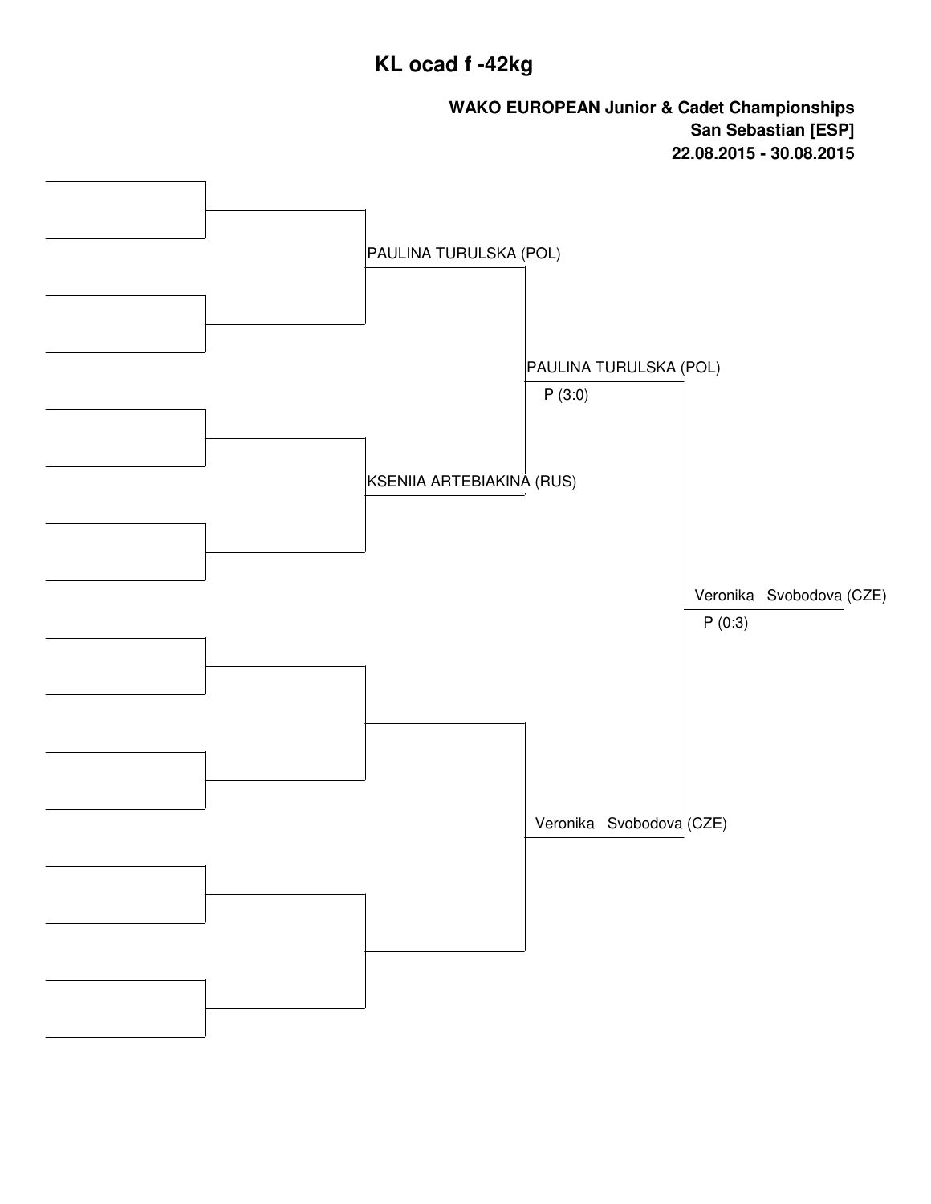# KL ocad f -42kg

**WAKO EUROPEAN Junior & Cadet Championships**
**San Sebastian [ESP]**
**22.08.2015 - 30.08.2015**

PAULINA TURULSKA (POL)

KSENIIA ARTEBIAKINA (RUS)

PAULINA TURULSKA (POL)
P (3:0)

Veronika Svobodova (CZE)

Veronika Svobodova (CZE)
P (0:3)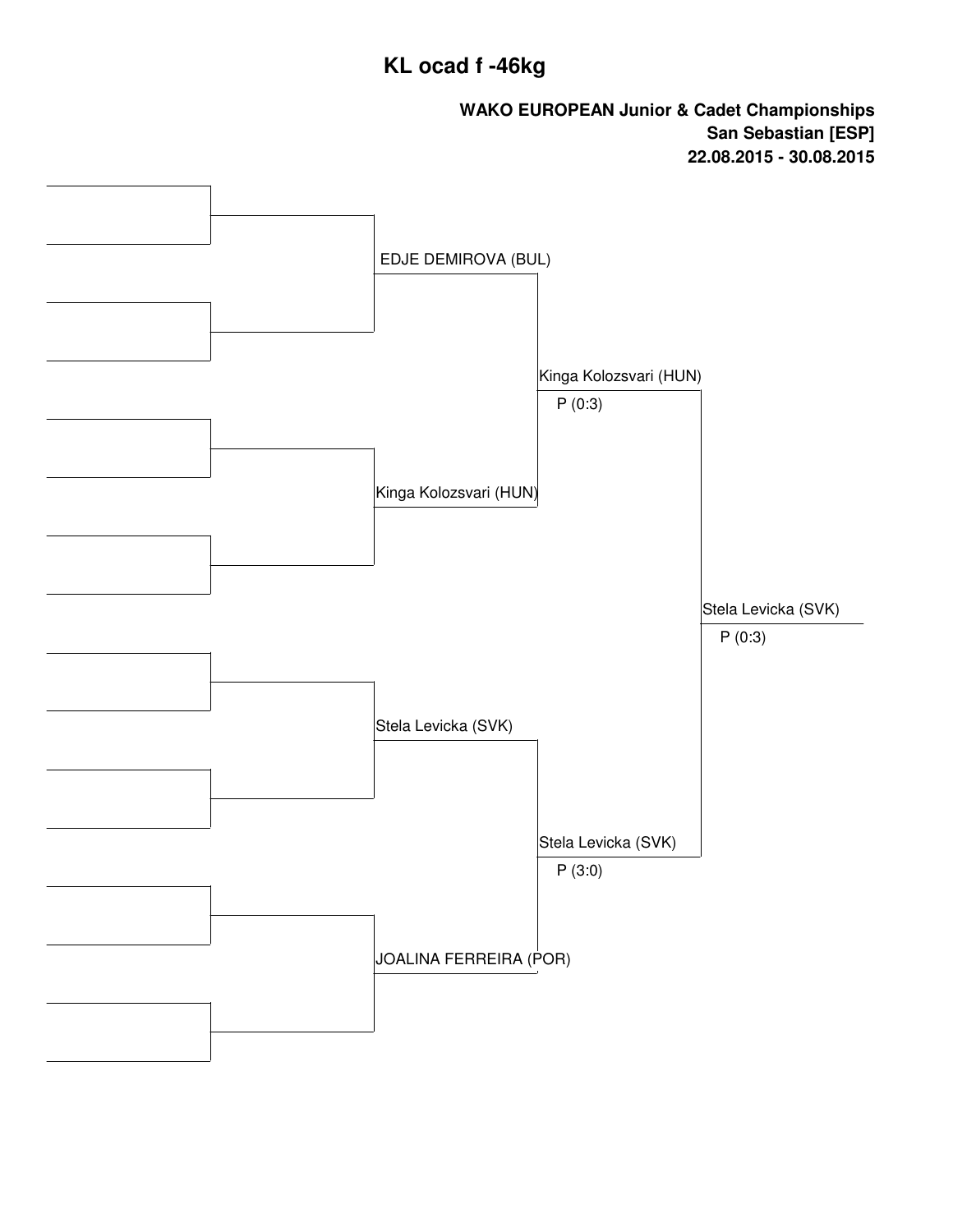# KL ocad f -46kg

**WAKO EUROPEAN Junior & Cadet Championships**
**San Sebastian [ESP]**
**22.08.2015 - 30.08.2015**

EDJE DEMIROVA (BUL)

Kinga Kolozsvari (HUN)
P (0:3)

Kinga Kolozsvari (HUN)

Stela Levicka (SVK)
P (0:3)

Stela Levicka (SVK)

Stela Levicka (SVK)
P (3:0)

JOALINA FERREIRA (POR)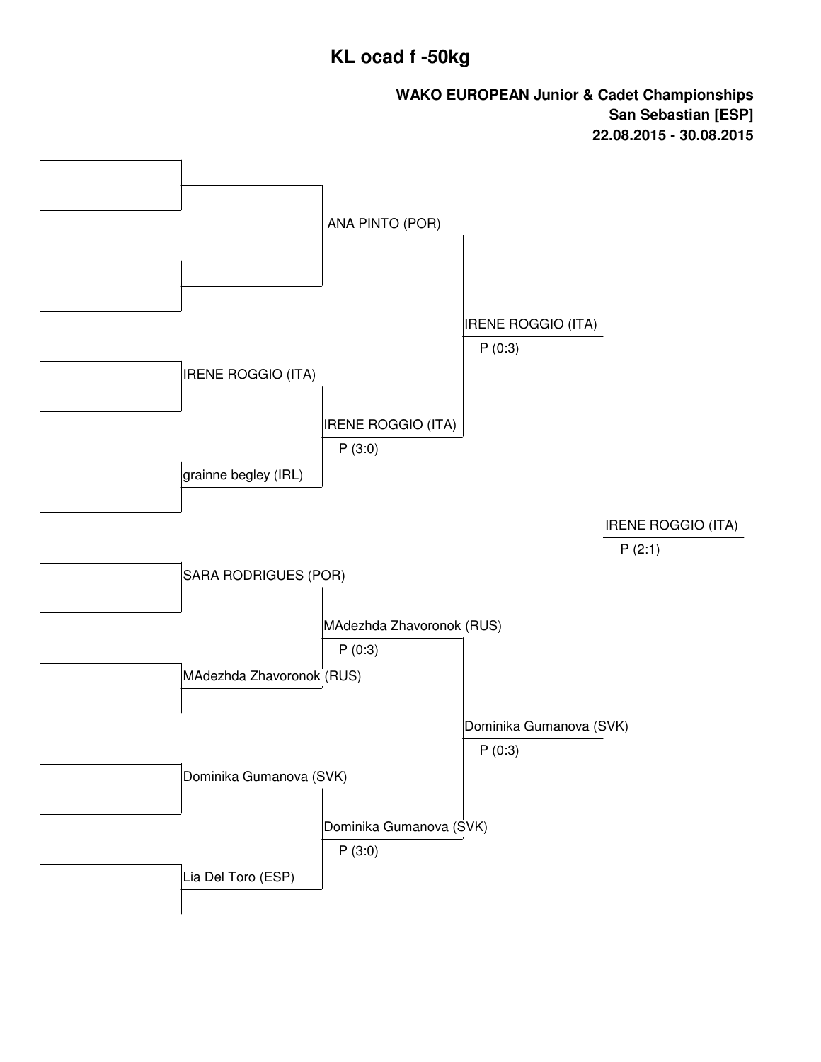# KL ocad f -50kg

**WAKO EUROPEAN Junior & Cadet Championships**
**San Sebastian [ESP]**
**22.08.2015 - 30.08.2015**

| Round 1 | Quarterfinals | Semifinals | Final | Winner |
|---|---|---|---|---|
| | ANA PINTO (POR) | IRENE ROGGIO (ITA) P (0:3) | IRENE ROGGIO (ITA) P (2:1) | |
| IRENE ROGGIO (ITA) | IRENE ROGGIO (ITA) P (3:0) | | | |
| grainne begley (IRL) | | | | |
| SARA RODRIGUES (POR) | MAdezhda Zhavoronok (RUS) P (0:3) | Dominika Gumanova (SVK) P (0:3) | | |
| MAdezhda Zhavoronok (RUS) | | | | |
| Dominika Gumanova (SVK) | Dominika Gumanova (SVK) P (3:0) | | | |
| Lia Del Toro (ESP) | | | | |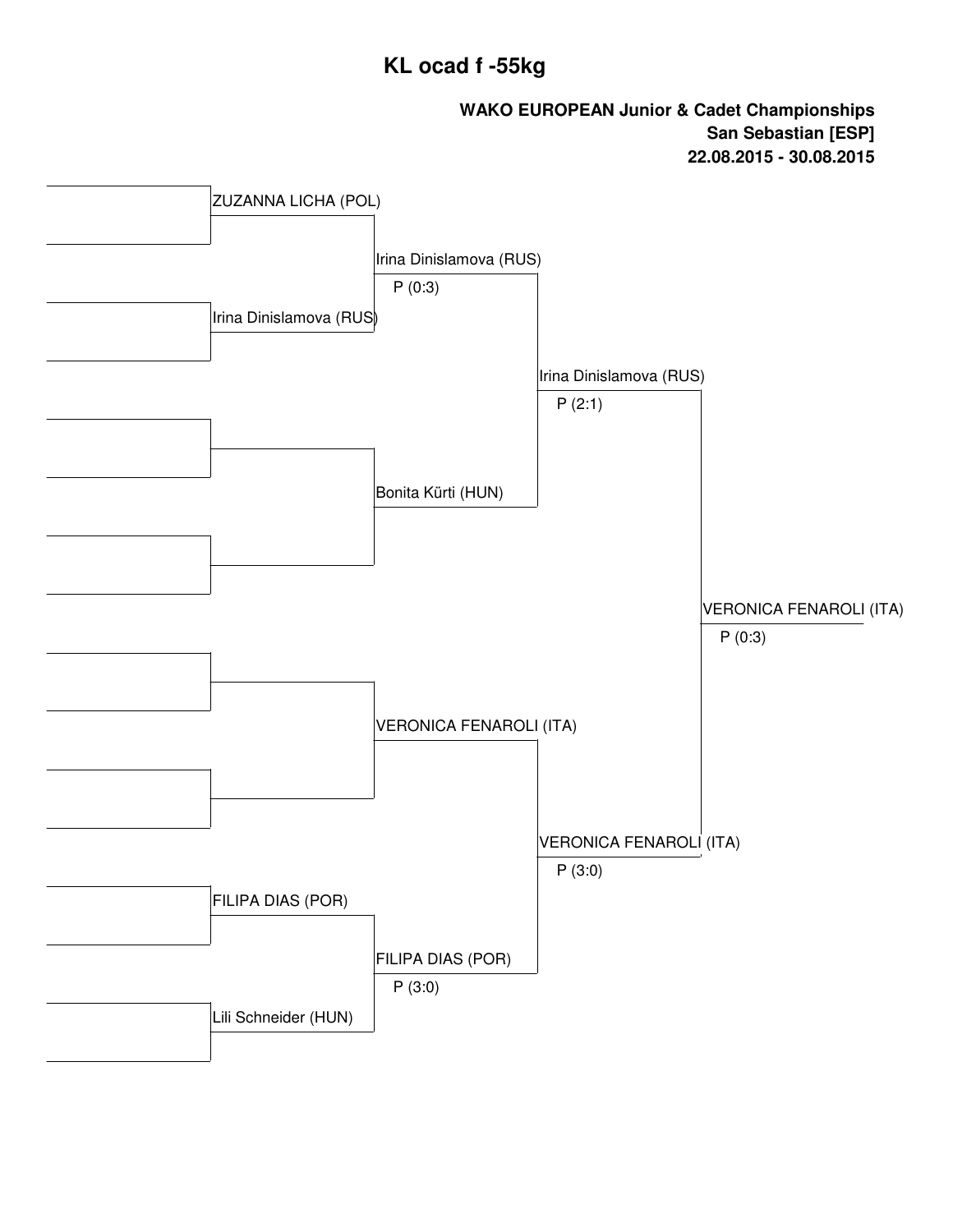# KL ocad f -55kg

**WAKO EUROPEAN Junior & Cadet Championships**
**San Sebastian [ESP]**
**22.08.2015 - 30.08.2015**

ZUZANNA LICHA (POL)

Irina Dinislamova (RUS)
P (0:3)

Irina Dinislamova (RUS)

Irina Dinislamova (RUS)
P (2:1)

Bonita Kürti (HUN)

VERONICA FENAROLI (ITA)
P (0:3)

VERONICA FENAROLI (ITA)

VERONICA FENAROLI (ITA)
P (3:0)

FILIPA DIAS (POR)

FILIPA DIAS (POR)
P (3:0)

Lili Schneider (HUN)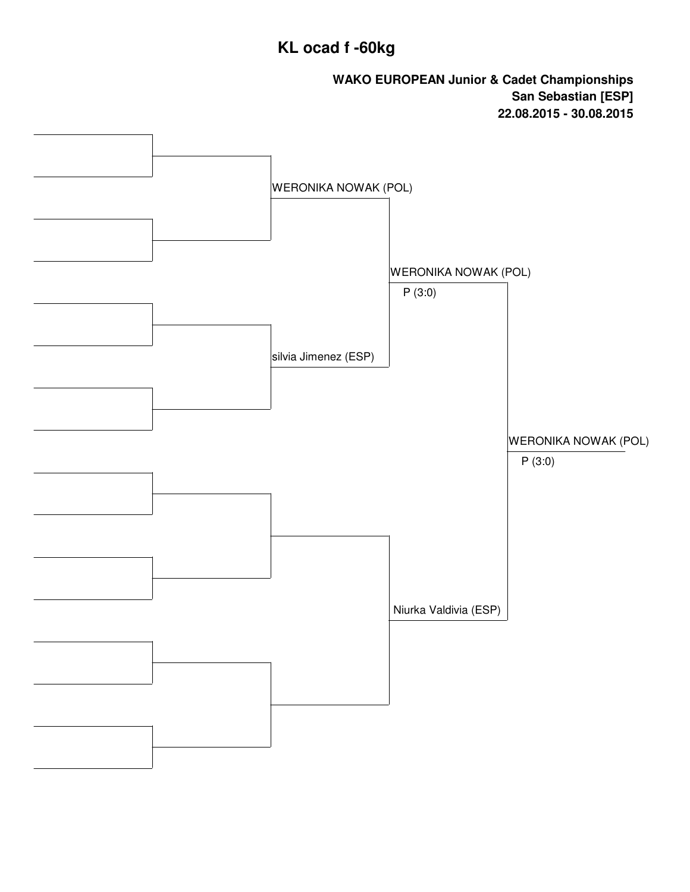# KL ocad f -60kg

**WAKO EUROPEAN Junior & Cadet Championships**
**San Sebastian [ESP]**
**22.08.2015 - 30.08.2015**

| Quarterfinal | Semifinal | Final | Winner |
|---|---|---|---|
| WERONIKA NOWAK (POL) | WERONIKA NOWAK (POL) P (3:0) | WERONIKA NOWAK (POL) P (3:0) | |
| silvia Jimenez (ESP) | | | |
| | Niurka Valdivia (ESP) | | |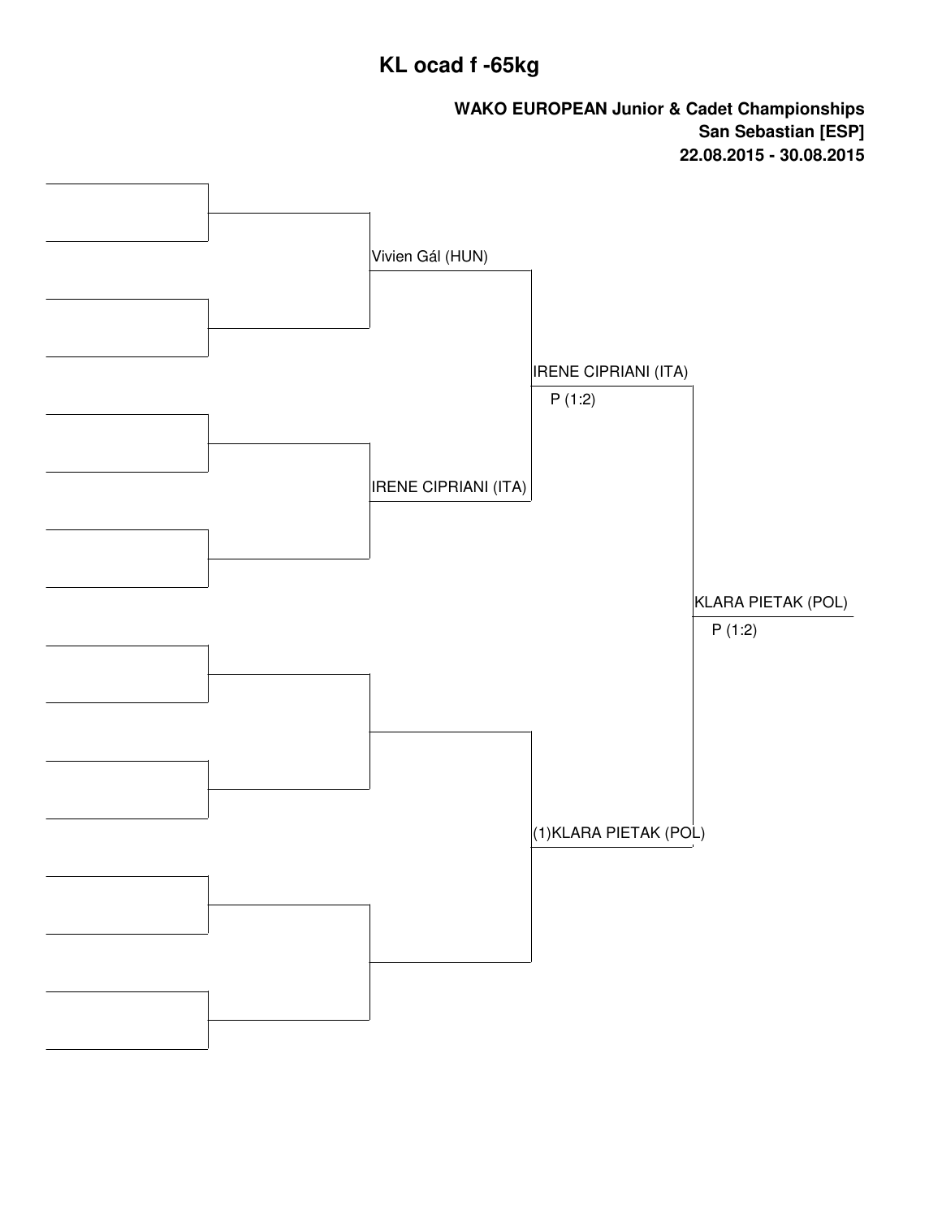# KL ocad f -65kg

**WAKO EUROPEAN Junior & Cadet Championships**
**San Sebastian [ESP]**
**22.08.2015 - 30.08.2015**

Vivien Gál (HUN)

IRENE CIPRIANI (ITA)

IRENE CIPRIANI (ITA)
P (1:2)

(1)KLARA PIETAK (POL)

KLARA PIETAK (POL)
P (1:2)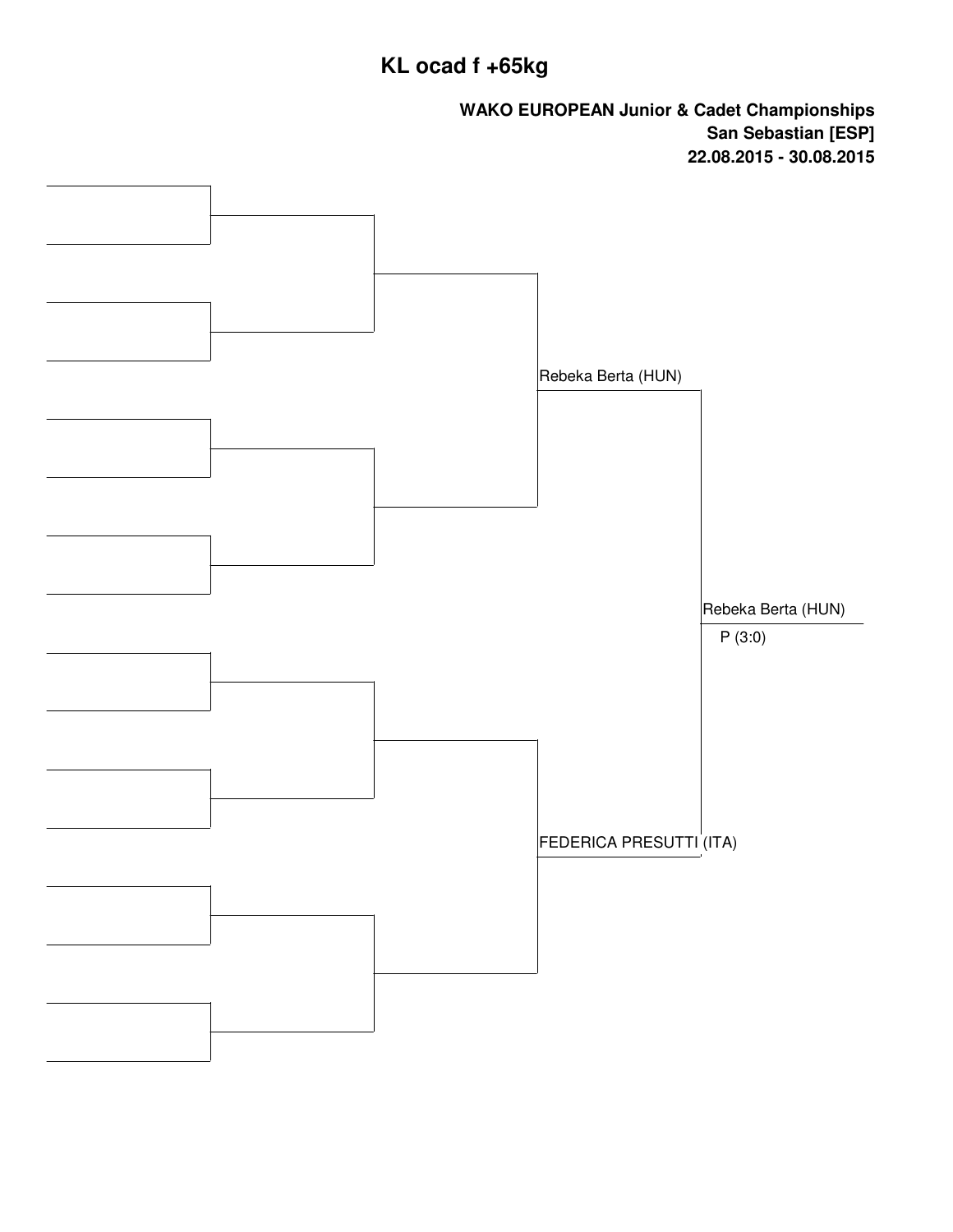# KL ocad f +65kg

**WAKO EUROPEAN Junior & Cadet Championships**
**San Sebastian [ESP]**
**22.08.2015 - 30.08.2015**

Rebeka Berta (HUN)

FEDERICA PRESUTTI (ITA)

Rebeka Berta (HUN)
P (3:0)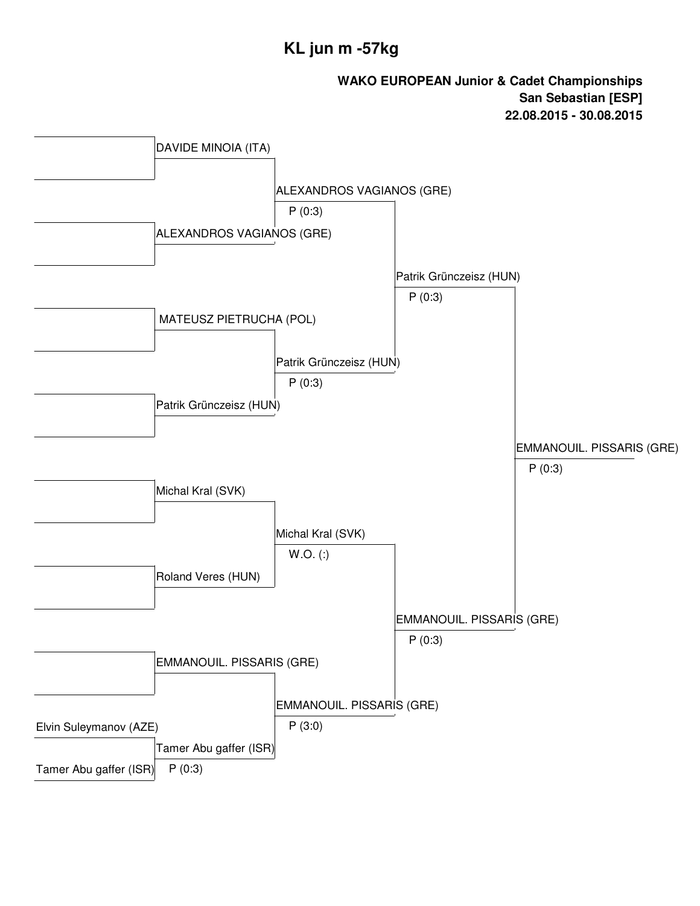# KL jun m -57kg

**WAKO EUROPEAN Junior & Cadet Championships**
**San Sebastian [ESP]**
**22.08.2015 - 30.08.2015**

| Round 1 | Quarterfinals | Semifinals | Final | Winner |
| --- | --- | --- | --- | --- |
| | DAVIDE MINOIA (ITA) | | | |
| | ALEXANDROS VAGIANOS (GRE) | ALEXANDROS VAGIANOS (GRE) P (0:3) | | |
| | MATEUSZ PIETRUCHA (POL) | | | |
| | Patrik Grünczeisz (HUN) | Patrik Grünczeisz (HUN) P (0:3) | Patrik Grünczeisz (HUN) P (0:3) | |
| | Michal Kral (SVK) | | | |
| | Roland Veres (HUN) | Michal Kral (SVK) W.O. (:) | | |
| | EMMANOUIL. PISSARIS (GRE) | | | |
| Elvin Suleymanov (AZE) | | | | |
| Tamer Abu gaffer (ISR) | Tamer Abu gaffer (ISR) P (0:3) | EMMANOUIL. PISSARIS (GRE) P (3:0) | EMMANOUIL. PISSARIS (GRE) P (0:3) | EMMANOUIL. PISSARIS (GRE) P (0:3) |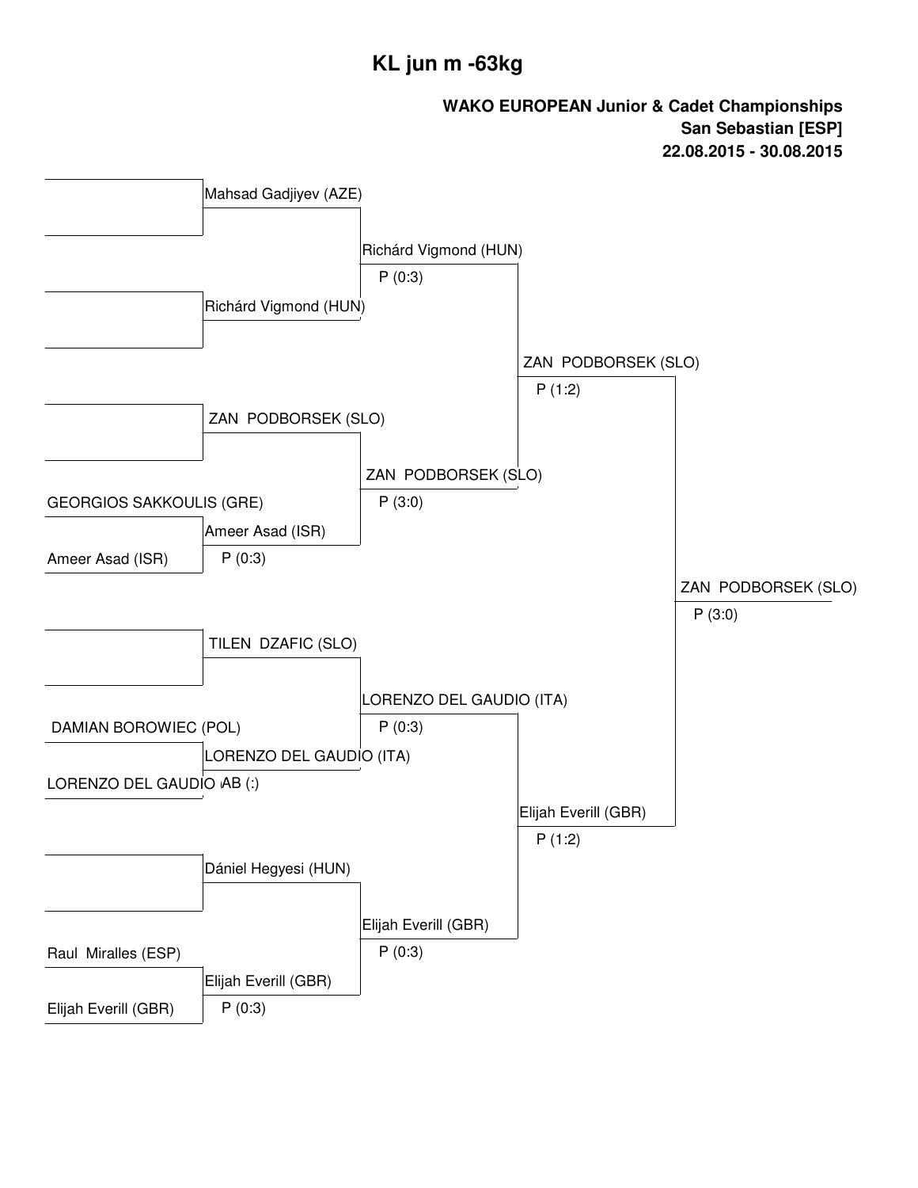# KL jun m -63kg

**WAKO EUROPEAN Junior & Cadet Championships**
**San Sebastian [ESP]**
**22.08.2015 - 30.08.2015**

| Round 1 | Round 2 | Quarterfinal | Semifinal | Final |
|---|---|---|---|---|
| | Mahsad Gadjiyev (AZE) | Richárd Vigmond (HUN) P (0:3) | ZAN PODBORSEK (SLO) P (1:2) | ZAN PODBORSEK (SLO) P (3:0) |
| | Richárd Vigmond (HUN) | | | |
| | ZAN PODBORSEK (SLO) | ZAN PODBORSEK (SLO) P (3:0) | | |
| GEORGIOS SAKKOULIS (GRE) | Ameer Asad (ISR) P (0:3) | | | |
| Ameer Asad (ISR) | | | | |
| | TILEN DZAFIC (SLO) | LORENZO DEL GAUDIO (ITA) P (0:3) | Elijah Everill (GBR) P (1:2) | |
| DAMIAN BOROWIEC (POL) | LORENZO DEL GAUDIO (ITA) AB (:) | | | |
| LORENZO DEL GAUDIO | | | | |
| | Dániel Hegyesi (HUN) | Elijah Everill (GBR) P (0:3) | | |
| Raul Miralles (ESP) | Elijah Everill (GBR) P (0:3) | | | |
| Elijah Everill (GBR) | | | | |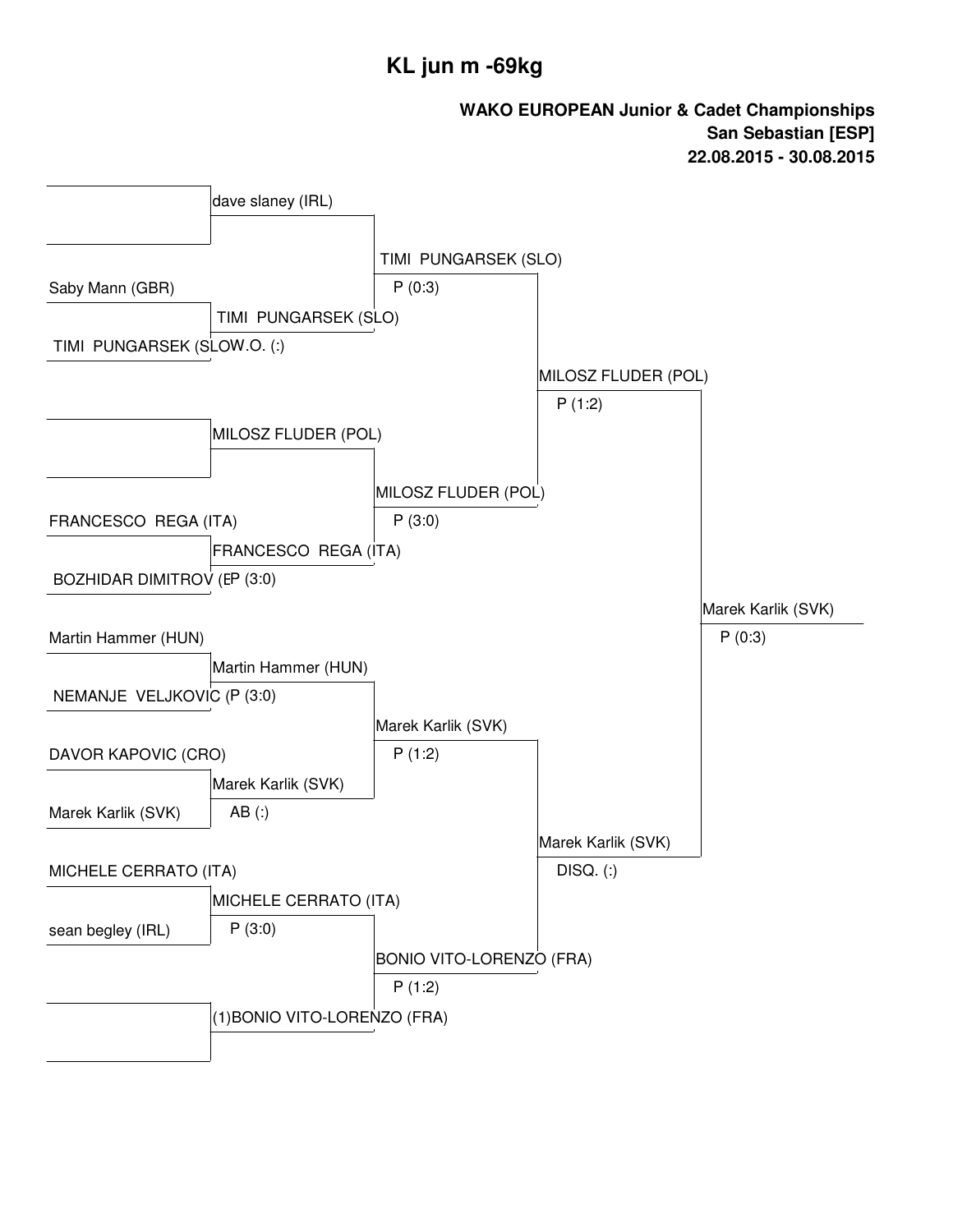# KL jun m -69kg

**WAKO EUROPEAN Junior & Cadet Championships**
**San Sebastian [ESP]**
**22.08.2015 - 30.08.2015**

## Round 1

| Competitor 1 | Competitor 2 | Winner | Result |
| --- | --- | --- | --- |
| | | dave slaney (IRL) | |
| Saby Mann (GBR) | TIMI PUNGARSEK (SLO) | TIMI PUNGARSEK (SLO) | W.O. (:) |
| | | MILOSZ FLUDER (POL) | |
| FRANCESCO REGA (ITA) | BOZHIDAR DIMITROV (BUL) | FRANCESCO REGA (ITA) | P (3:0) |
| Martin Hammer (HUN) | NEMANJE VELJKOVIC | Martin Hammer (HUN) | P (3:0) |
| DAVOR KAPOVIC (CRO) | Marek Karlik (SVK) | Marek Karlik (SVK) | AB (:) |
| MICHELE CERRATO (ITA) | sean begley (IRL) | MICHELE CERRATO (ITA) | P (3:0) |
| | | (1)BONIO VITO-LORENZO (FRA) | |

## Round 2

| Competitor 1 | Competitor 2 | Winner | Result |
| --- | --- | --- | --- |
| dave slaney (IRL) | TIMI PUNGARSEK (SLO) | TIMI PUNGARSEK (SLO) | P (0:3) |
| MILOSZ FLUDER (POL) | FRANCESCO REGA (ITA) | MILOSZ FLUDER (POL) | P (3:0) |
| Martin Hammer (HUN) | Marek Karlik (SVK) | Marek Karlik (SVK) | P (1:2) |
| MICHELE CERRATO (ITA) | (1)BONIO VITO-LORENZO (FRA) | BONIO VITO-LORENZO (FRA) | P (1:2) |

## Semifinals

| Competitor 1 | Competitor 2 | Winner | Result |
| --- | --- | --- | --- |
| TIMI PUNGARSEK (SLO) | MILOSZ FLUDER (POL) | MILOSZ FLUDER (POL) | P (1:2) |
| Marek Karlik (SVK) | BONIO VITO-LORENZO (FRA) | Marek Karlik (SVK) | DISQ. (:) |

## Final

| Competitor 1 | Competitor 2 | Winner | Result |
| --- | --- | --- | --- |
| MILOSZ FLUDER (POL) | Marek Karlik (SVK) | Marek Karlik (SVK) | P (0:3) |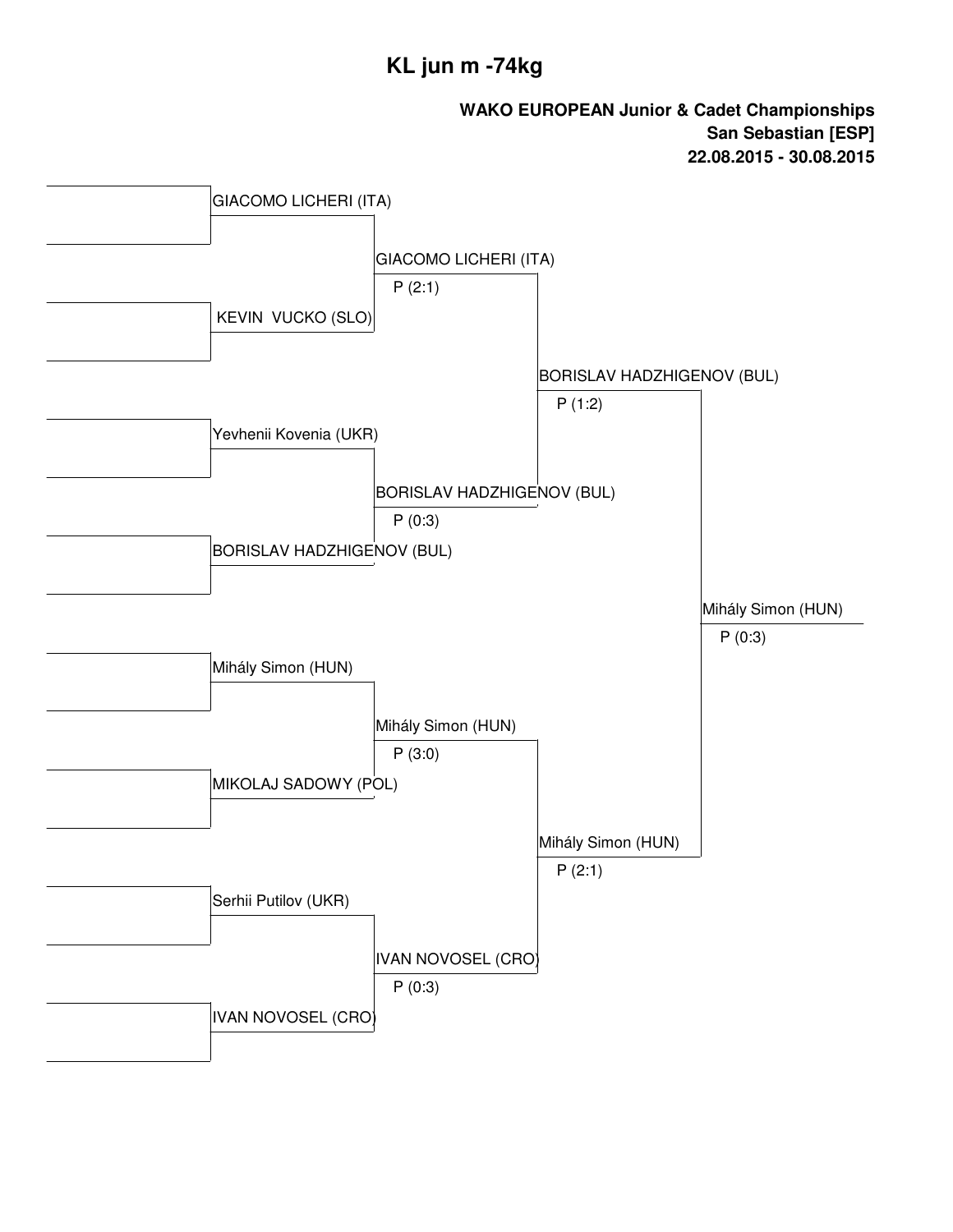# KL jun m -74kg

**WAKO EUROPEAN Junior & Cadet Championships**
**San Sebastian [ESP]**
**22.08.2015 - 30.08.2015**

| Round 1 | Semifinals | Final | Winner |
|---|---|---|---|
| GIACOMO LICHERI (ITA) | GIACOMO LICHERI (ITA) P (2:1) | BORISLAV HADZHIGENOV (BUL) P (1:2) | Mihály Simon (HUN) P (0:3) |
| KEVIN VUCKO (SLO) | | | |
| Yevhenii Kovenia (UKR) | BORISLAV HADZHIGENOV (BUL) P (0:3) | | |
| BORISLAV HADZHIGENOV (BUL) | | | |
| Mihály Simon (HUN) | Mihály Simon (HUN) P (3:0) | Mihály Simon (HUN) P (2:1) | |
| MIKOLAJ SADOWY (POL) | | | |
| Serhii Putilov (UKR) | IVAN NOVOSEL (CRO) P (0:3) | | |
| IVAN NOVOSEL (CRO) | | | |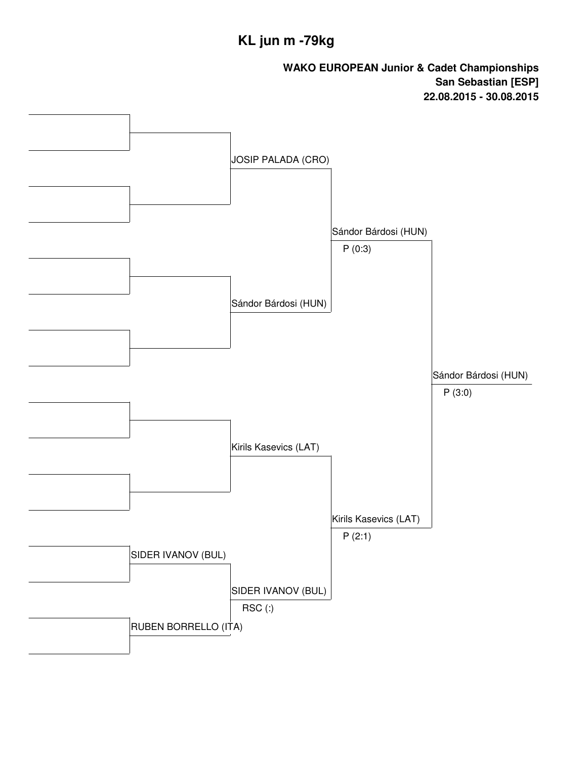# KL jun m -79kg

**WAKO EUROPEAN Junior & Cadet Championships**
**San Sebastian [ESP]**
**22.08.2015 - 30.08.2015**

JOSIP PALADA (CRO)

Sándor Bárdosi (HUN)
P (0:3)

Sándor Bárdosi (HUN)

Sándor Bárdosi (HUN)
P (3:0)

Kirils Kasevics (LAT)

Kirils Kasevics (LAT)
P (2:1)

SIDER IVANOV (BUL)

SIDER IVANOV (BUL)
RSC (:)

RUBEN BORRELLO (ITA)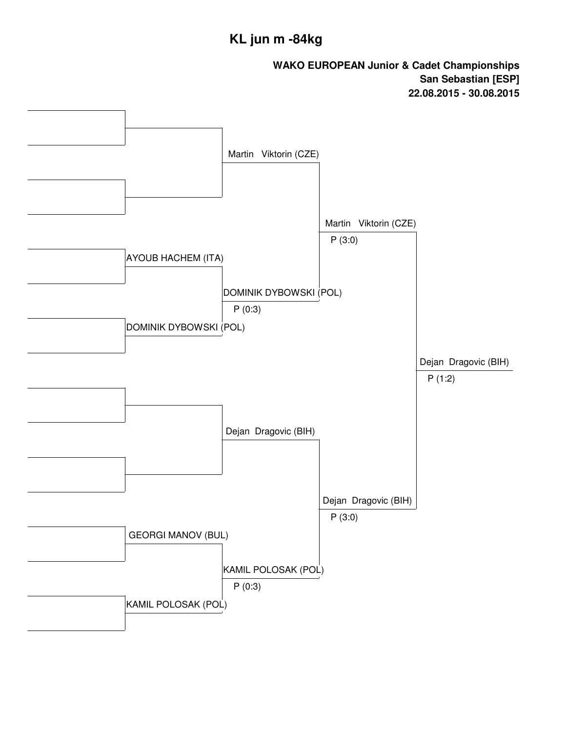# KL jun m -84kg

**WAKO EUROPEAN Junior & Cadet Championships**
**San Sebastian [ESP]**
**22.08.2015 - 30.08.2015**

Martin Viktorin (CZE)

AYOUB HACHEM (ITA)

DOMINIK DYBOWSKI (POL)
P (0:3)

DOMINIK DYBOWSKI (POL)

Martin Viktorin (CZE)
P (3:0)

Dejan Dragovic (BIH)
P (1:2)

Dejan Dragovic (BIH)

GEORGI MANOV (BUL)

KAMIL POLOSAK (POL)
P (0:3)

KAMIL POLOSAK (POL)

Dejan Dragovic (BIH)
P (3:0)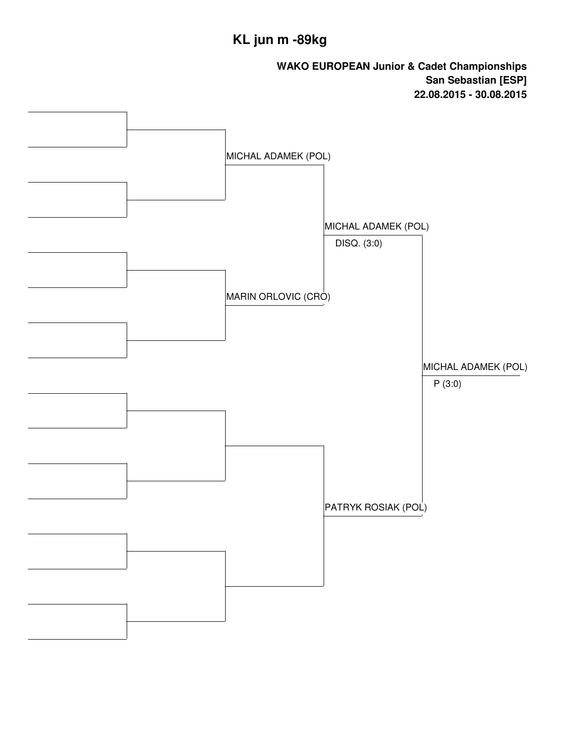# KL jun m -89kg

**WAKO EUROPEAN Junior & Cadet Championships**
**San Sebastian [ESP]**
**22.08.2015 - 30.08.2015**

MICHAL ADAMEK (POL)

MARIN ORLOVIC (CRO)

MICHAL ADAMEK (POL)
DISQ. (3:0)

PATRYK ROSIAK (POL)

MICHAL ADAMEK (POL)
P (3:0)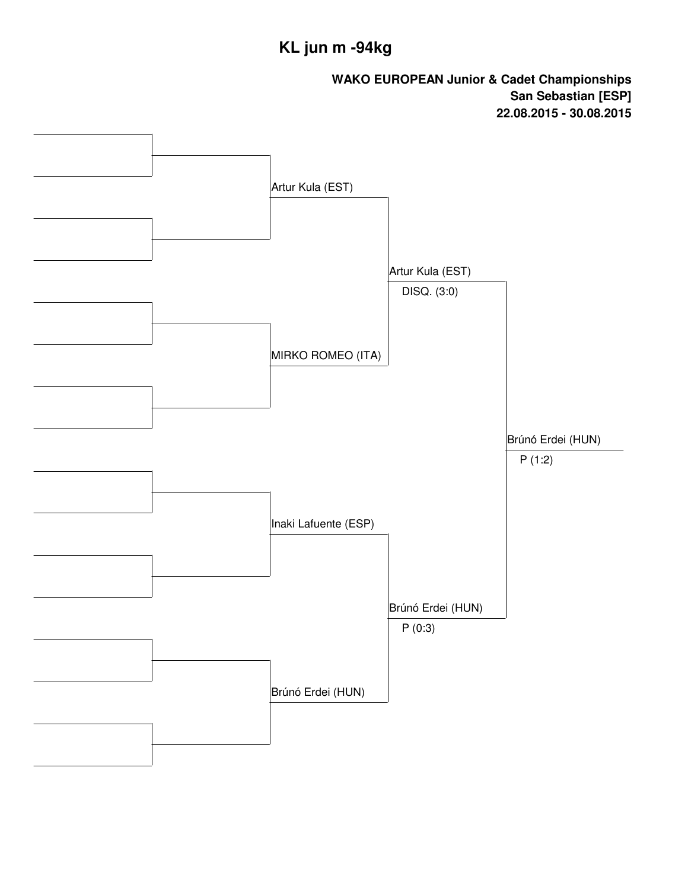# KL jun m -94kg

**WAKO EUROPEAN Junior & Cadet Championships**
**San Sebastian [ESP]**
**22.08.2015 - 30.08.2015**

Artur Kula (EST)

MIRKO ROMEO (ITA)

Inaki Lafuente (ESP)

Brúnó Erdei (HUN)

Artur Kula (EST)
DISQ. (3:0)

Brúnó Erdei (HUN)
P (0:3)

Brúnó Erdei (HUN)
P (1:2)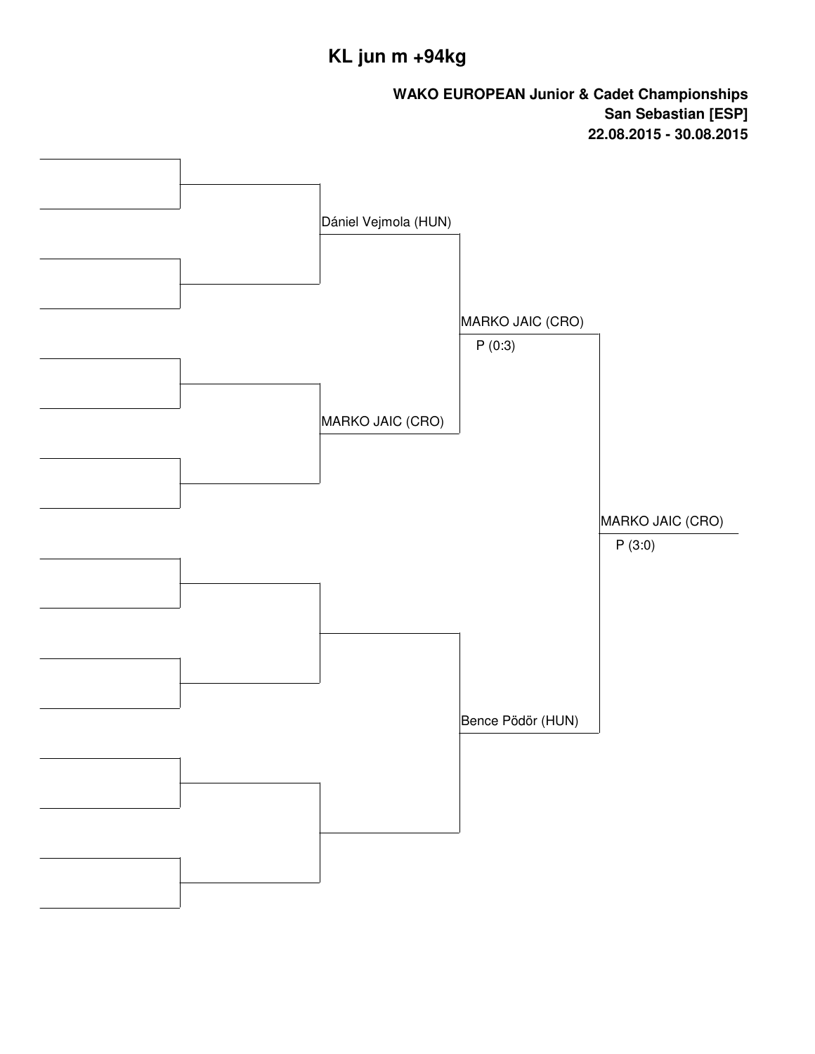# KL jun m +94kg

**WAKO EUROPEAN Junior & Cadet Championships**
**San Sebastian [ESP]**
**22.08.2015 - 30.08.2015**

Dániel Vejmola (HUN)

MARKO JAIC (CRO)

MARKO JAIC (CRO)
P (0:3)

Bence Pödör (HUN)

MARKO JAIC (CRO)
P (3:0)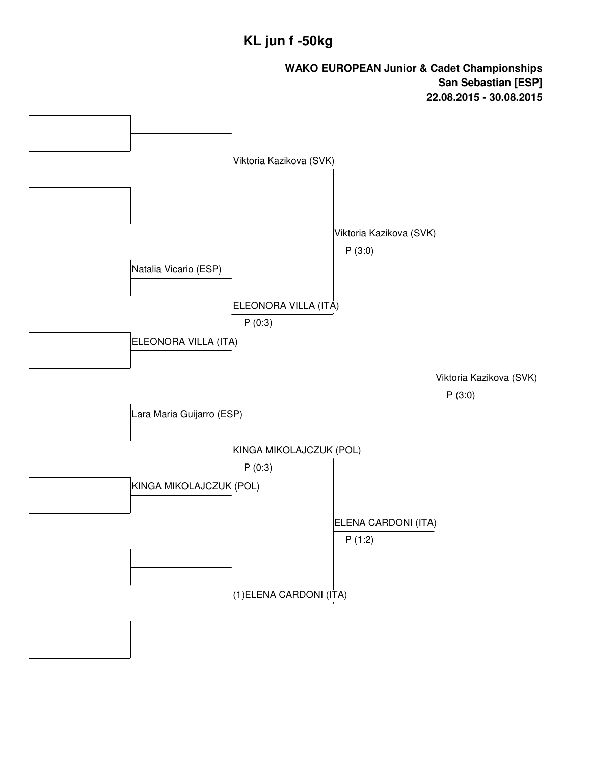# KL jun f -50kg

**WAKO EUROPEAN Junior & Cadet Championships**
**San Sebastian [ESP]**
**22.08.2015 - 30.08.2015**

**Round 1**

- Natalia Vicario (ESP)
- ELEONORA VILLA (ITA)
- Lara Maria Guijarro (ESP)
- KINGA MIKOLAJCZUK (POL)

**Quarterfinals**

- Viktoria Kazikova (SVK)
- ELEONORA VILLA (ITA) — P (0:3)
- KINGA MIKOLAJCZUK (POL) — P (0:3)
- (1)ELENA CARDONI (ITA)

**Semifinals**

- Viktoria Kazikova (SVK) — P (3:0)
- ELENA CARDONI (ITA) — P (1:2)

**Final**

- Viktoria Kazikova (SVK) — P (3:0)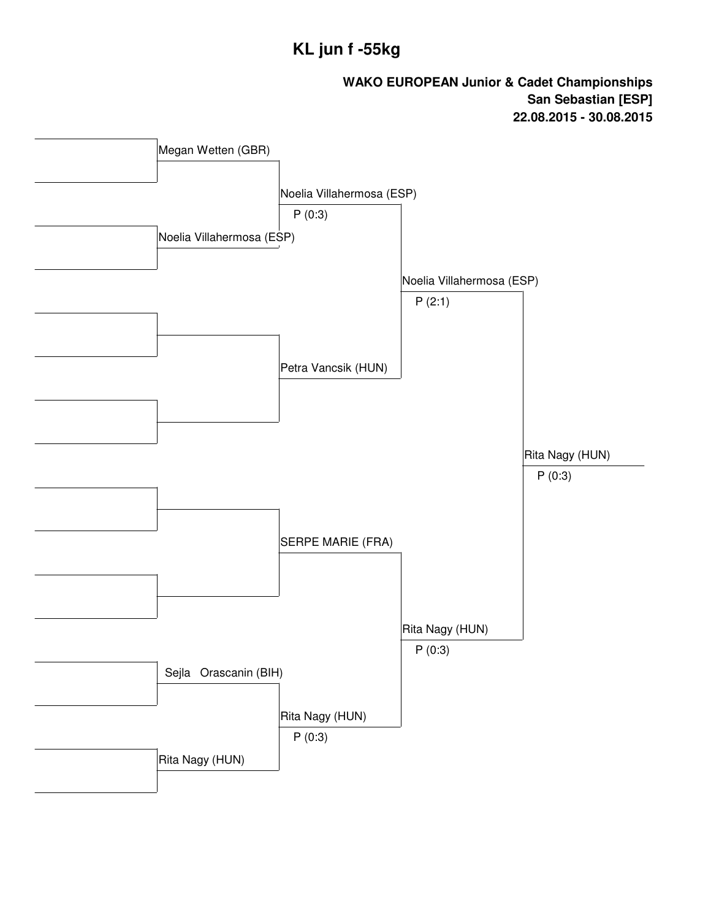# KL jun f -55kg

**WAKO EUROPEAN Junior & Cadet Championships**
**San Sebastian [ESP]**
**22.08.2015 - 30.08.2015**

| Round 1 | Quarterfinal | Semifinal | Final | Winner |
| --- | --- | --- | --- | --- |
| | Megan Wetten (GBR) | | | |
| | | Noelia Villahermosa (ESP) P (0:3) | | |
| | Noelia Villahermosa (ESP) | | | |
| | | | Noelia Villahermosa (ESP) P (2:1) | |
| | | | | |
| | | Petra Vancsik (HUN) | | |
| | | | | |
| | | | | Rita Nagy (HUN) P (0:3) |
| | | | | |
| | | SERPE MARIE (FRA) | | |
| | | | | |
| | | | Rita Nagy (HUN) P (0:3) | |
| | Sejla Orascanin (BIH) | | | |
| | | Rita Nagy (HUN) P (0:3) | | |
| | Rita Nagy (HUN) | | | |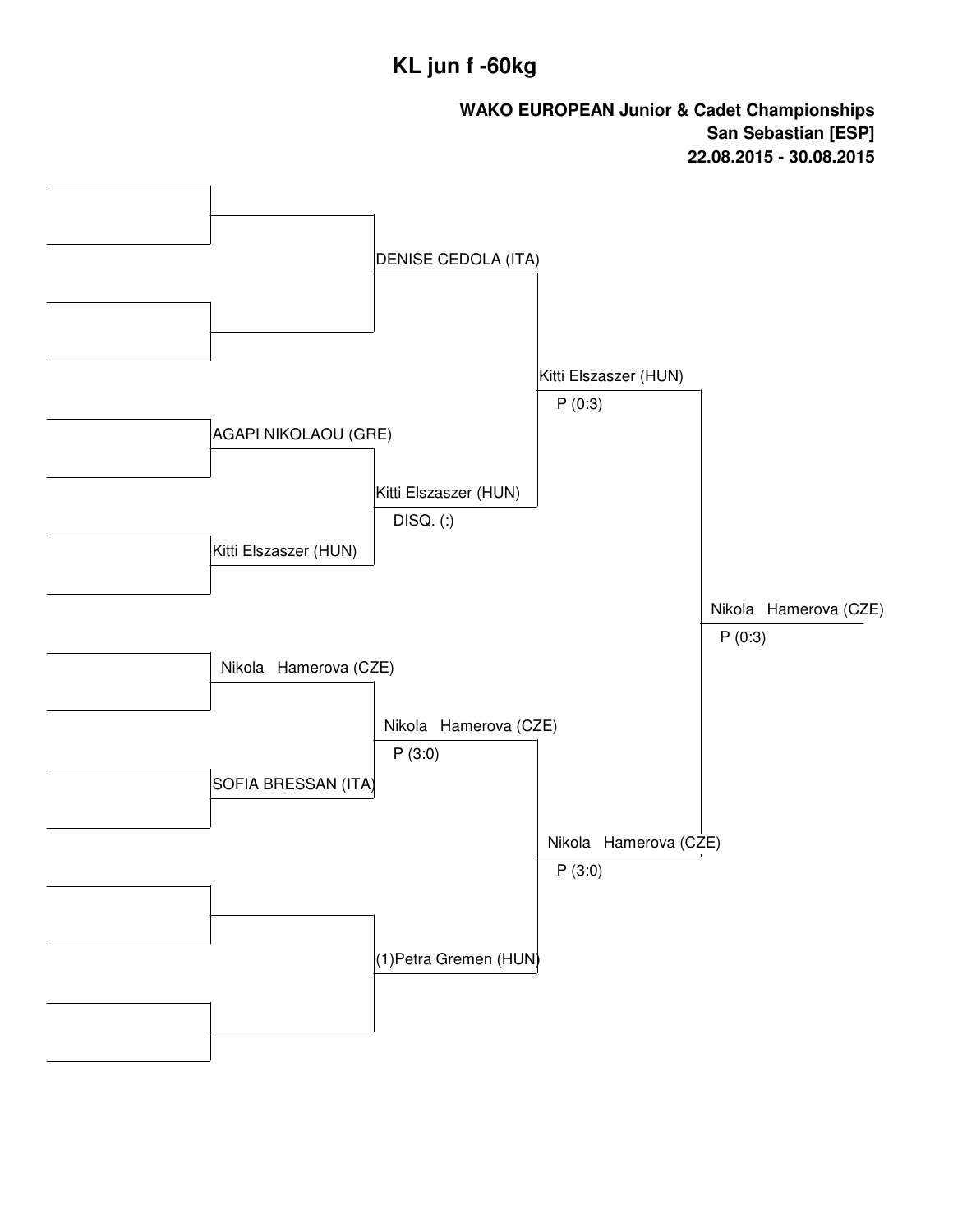# KL jun f -60kg

**WAKO EUROPEAN Junior & Cadet Championships**
**San Sebastian [ESP]**
**22.08.2015 - 30.08.2015**

| Round 1 | Quarterfinals | Semifinals | Final | Winner |
| --- | --- | --- | --- | --- |
| | DENISE CEDOLA (ITA) | Kitti Elszaszer (HUN) P (0:3) | Nikola Hamerova (CZE) P (0:3) | |
| AGAPI NIKOLAOU (GRE) | Kitti Elszaszer (HUN) DISQ. (:) | | | |
| Kitti Elszaszer (HUN) | | | | |
| Nikola Hamerova (CZE) | Nikola Hamerova (CZE) P (3:0) | Nikola Hamerova (CZE) P (3:0) | | |
| SOFIA BRESSAN (ITA) | | | | |
| | (1)Petra Gremen (HUN) | | | |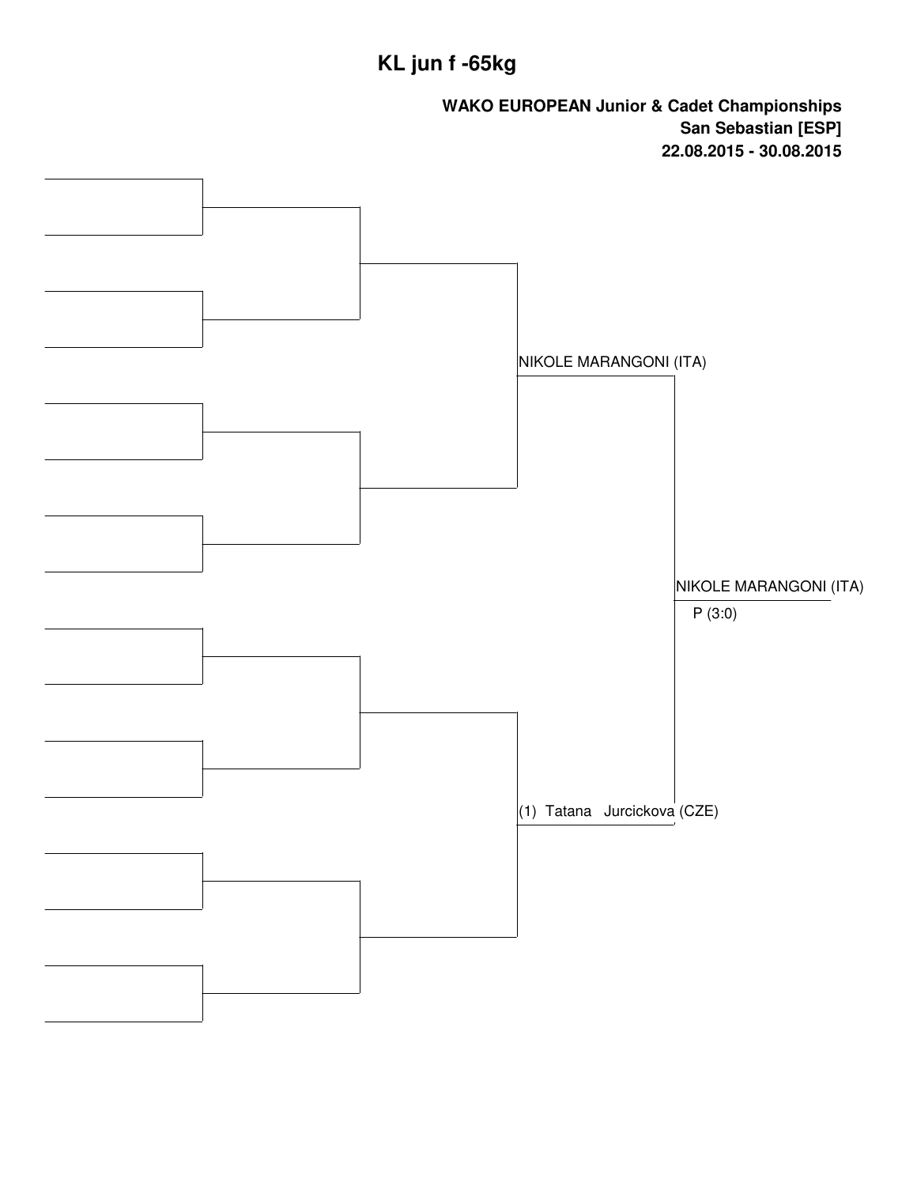# KL jun f -65kg

**WAKO EUROPEAN Junior & Cadet Championships**
**San Sebastian [ESP]**
**22.08.2015 - 30.08.2015**

NIKOLE MARANGONI (ITA)

(1) Tatana Jurcickova (CZE)

NIKOLE MARANGONI (ITA)
P (3:0)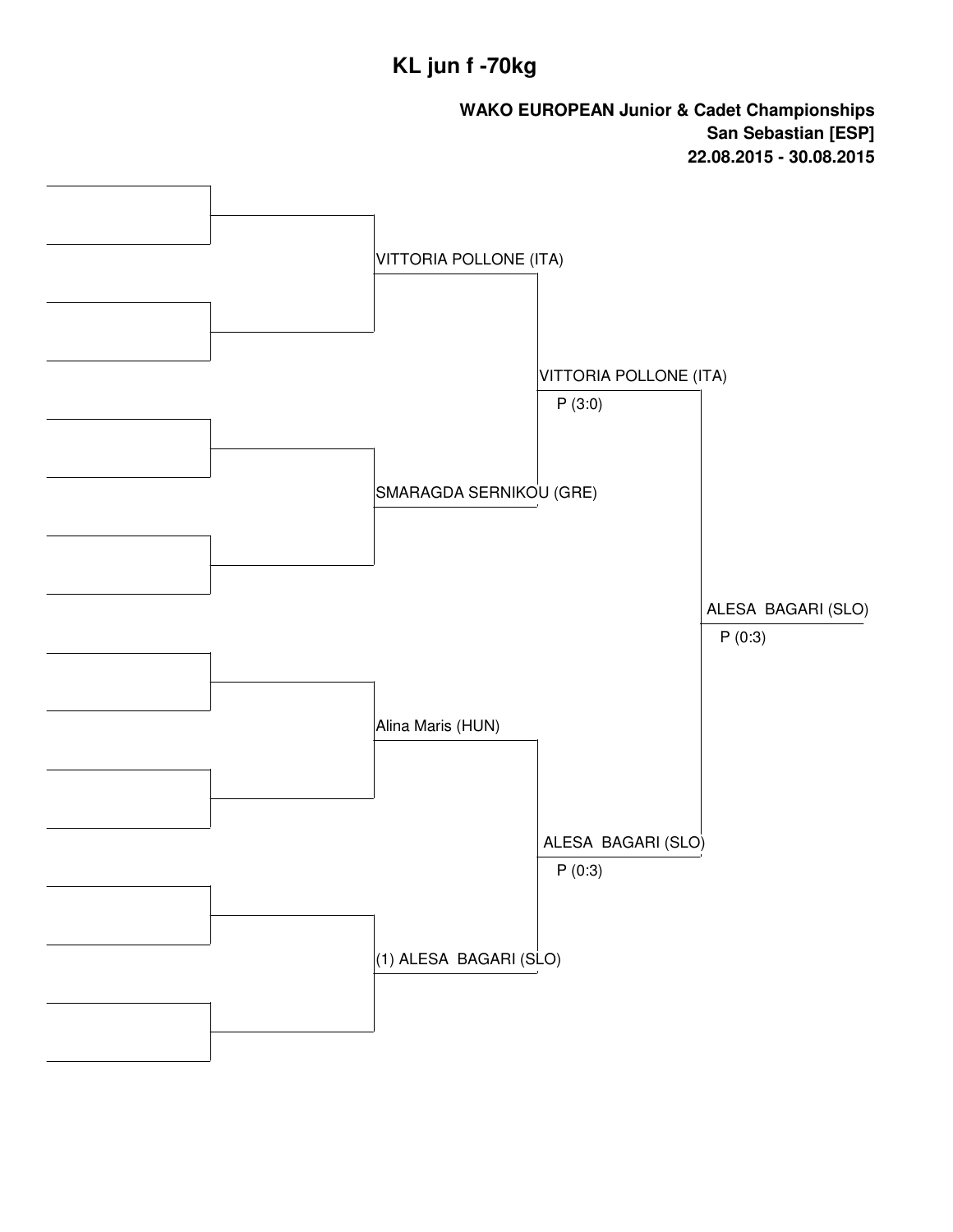# KL jun f -70kg

**WAKO EUROPEAN Junior & Cadet Championships**
**San Sebastian [ESP]**
**22.08.2015 - 30.08.2015**

VITTORIA POLLONE (ITA)

VITTORIA POLLONE (ITA)
P (3:0)

SMARAGDA SERNIKOU (GRE)

ALESA BAGARI (SLO)
P (0:3)

Alina Maris (HUN)

ALESA BAGARI (SLO)
P (0:3)

(1) ALESA BAGARI (SLO)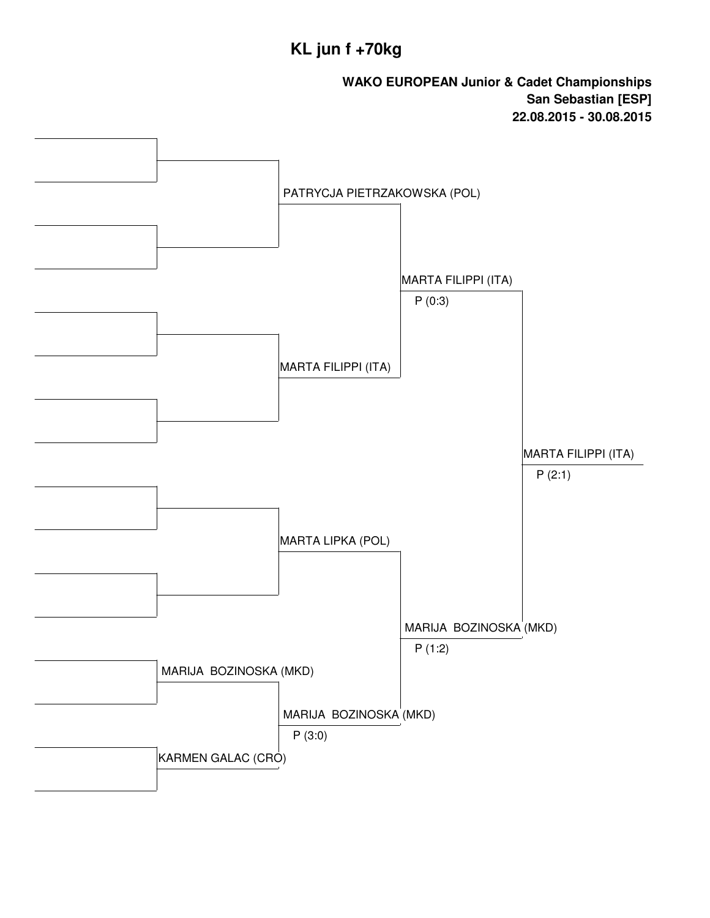# KL jun f +70kg

**WAKO EUROPEAN Junior & Cadet Championships**
**San Sebastian [ESP]**
**22.08.2015 - 30.08.2015**

PATRYCJA PIETRZAKOWSKA (POL)

MARTA FILIPPI (ITA)
P (0:3)

MARTA FILIPPI (ITA)

MARTA FILIPPI (ITA)
P (2:1)

MARTA LIPKA (POL)

MARIJA BOZINOSKA (MKD)
P (1:2)

MARIJA BOZINOSKA (MKD)

MARIJA BOZINOSKA (MKD)
P (3:0)

KARMEN GALAC (CRO)